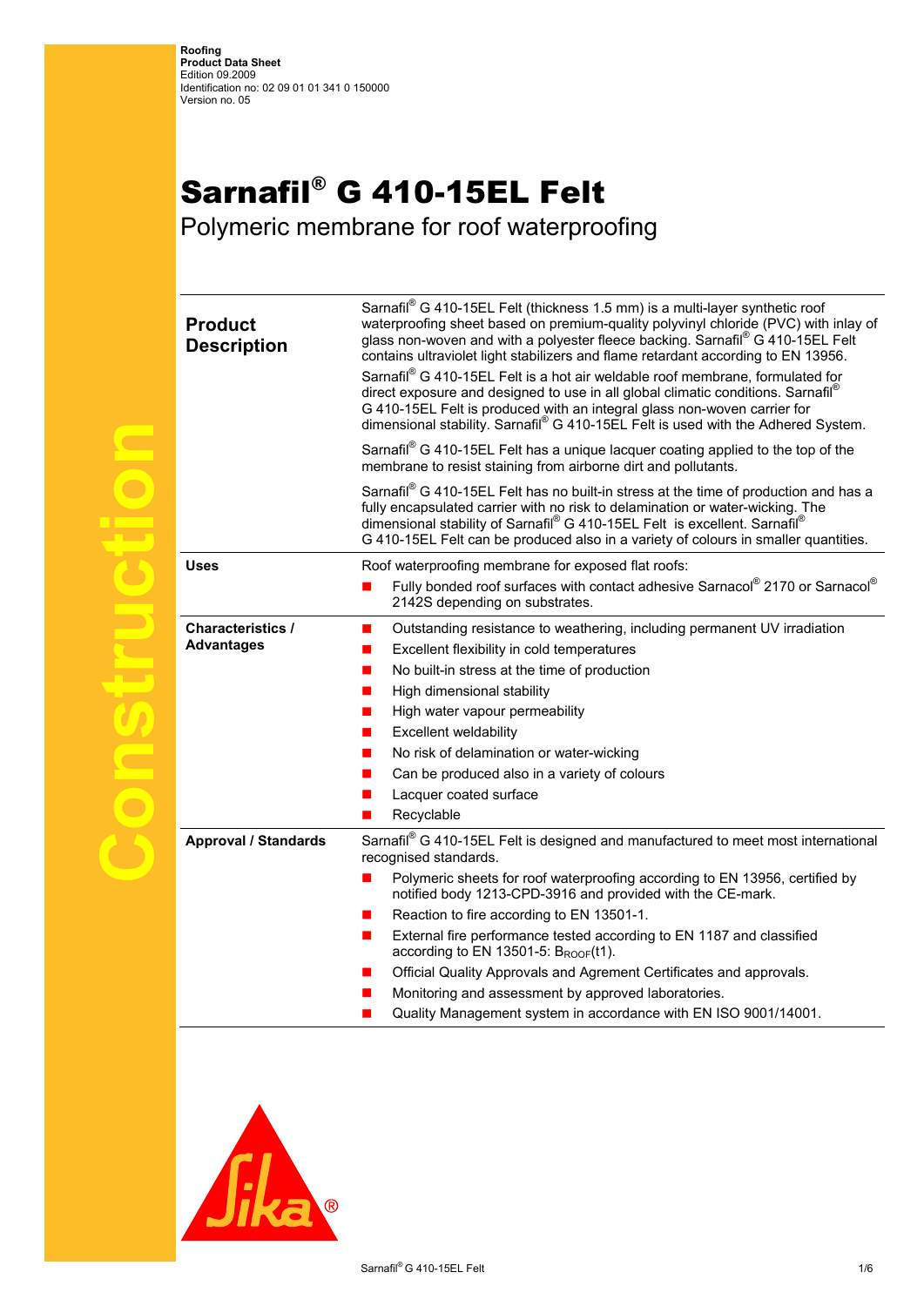**Roofing**
**Product Data Sheet**
Edition 09.2009
Identification no: 02 09 01 01 341 0 150000
Version no. 05

# Sarnafil® G 410-15EL Felt

## Polymeric membrane for roof waterproofing

### Product Description

Sarnafil® G 410-15EL Felt (thickness 1.5 mm) is a multi-layer synthetic roof waterproofing sheet based on premium-quality polyvinyl chloride (PVC) with inlay of glass non-woven and with a polyester fleece backing. Sarnafil® G 410-15EL Felt contains ultraviolet light stabilizers and flame retardant according to EN 13956.

Sarnafil® G 410-15EL Felt is a hot air weldable roof membrane, formulated for direct exposure and designed to use in all global climatic conditions. Sarnafil® G 410-15EL Felt is produced with an integral glass non-woven carrier for dimensional stability. Sarnafil® G 410-15EL Felt is used with the Adhered System.

Sarnafil® G 410-15EL Felt has a unique lacquer coating applied to the top of the membrane to resist staining from airborne dirt and pollutants.

Sarnafil® G 410-15EL Felt has no built-in stress at the time of production and has a fully encapsulated carrier with no risk to delamination or water-wicking. The dimensional stability of Sarnafil® G 410-15EL Felt is excellent. Sarnafil® G 410-15EL Felt can be produced also in a variety of colours in smaller quantities.

### Uses

Roof waterproofing membrane for exposed flat roofs:

- Fully bonded roof surfaces with contact adhesive Sarnacol® 2170 or Sarnacol® 2142S depending on substrates.

### Characteristics / Advantages

- Outstanding resistance to weathering, including permanent UV irradiation
- Excellent flexibility in cold temperatures
- No built-in stress at the time of production
- High dimensional stability
- High water vapour permeability
- Excellent weldability
- No risk of delamination or water-wicking
- Can be produced also in a variety of colours
- Lacquer coated surface
- Recyclable

### Approval / Standards

Sarnafil® G 410-15EL Felt is designed and manufactured to meet most international recognised standards.

- Polymeric sheets for roof waterproofing according to EN 13956, certified by notified body 1213-CPD-3916 and provided with the CE-mark.
- Reaction to fire according to EN 13501-1.
- External fire performance tested according to EN 1187 and classified according to EN 13501-5: $B_{ROOF}$(t1).
- Official Quality Approvals and Agrement Certificates and approvals.
- Monitoring and assessment by approved laboratories.
- Quality Management system in accordance with EN ISO 9001/14001.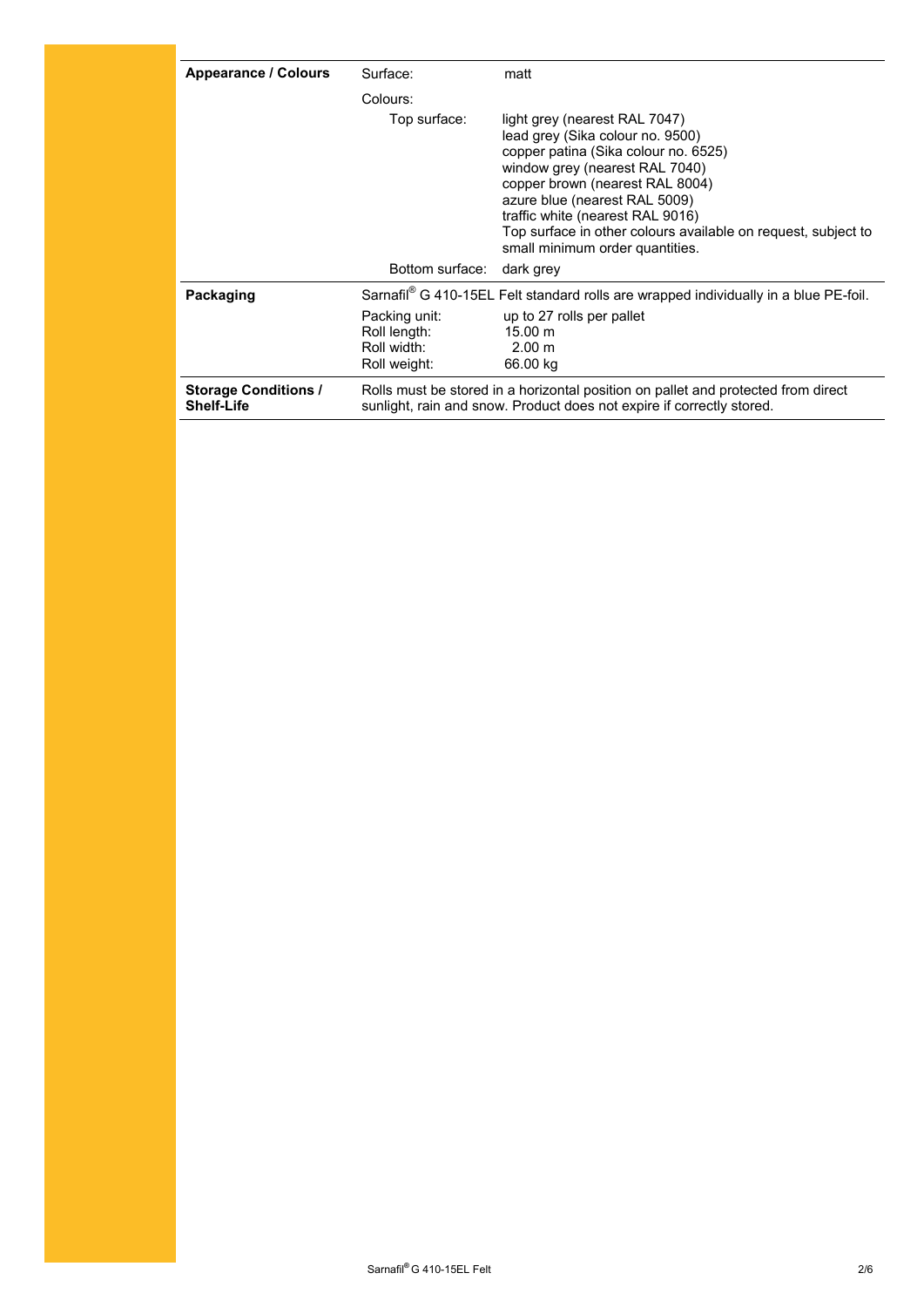| | | |
|---|---|---|
| **Appearance / Colours** | Surface: | matt |
| | Colours: | |
| | Top surface: | light grey (nearest RAL 7047)<br>lead grey (Sika colour no. 9500)<br>copper patina (Sika colour no. 6525)<br>window grey (nearest RAL 7040)<br>copper brown (nearest RAL 8004)<br>azure blue (nearest RAL 5009)<br>traffic white (nearest RAL 9016)<br>Top surface in other colours available on request, subject to small minimum order quantities. |
| | Bottom surface: | dark grey |
| **Packaging** | Sarnafil® G 410-15EL Felt standard rolls are wrapped individually in a blue PE-foil. | |
| | Packing unit: | up to 27 rolls per pallet |
| | Roll length: | 15.00 m |
| | Roll width: | 2.00 m |
| | Roll weight: | 66.00 kg |
| **Storage Conditions / Shelf-Life** | Rolls must be stored in a horizontal position on pallet and protected from direct sunlight, rain and snow. Product does not expire if correctly stored. | |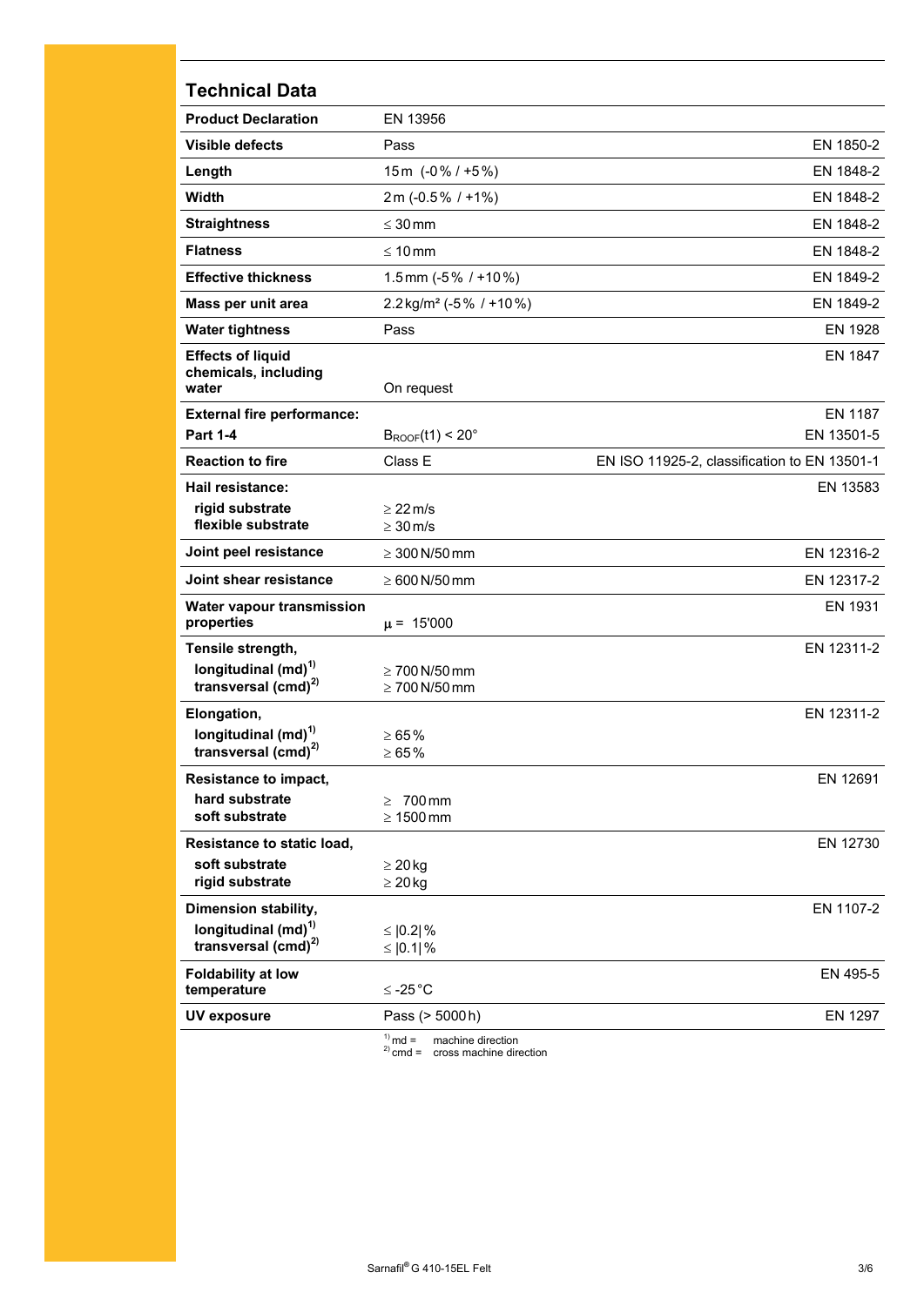## Technical Data

| | | |
|---|---|---|
| **Product Declaration** | EN 13956 | |
| **Visible defects** | Pass | EN 1850-2 |
| **Length** | 15 m (-0 % / +5 %) | EN 1848-2 |
| **Width** | 2 m (-0.5 % / +1%) | EN 1848-2 |
| **Straightness** | ≤ 30 mm | EN 1848-2 |
| **Flatness** | ≤ 10 mm | EN 1848-2 |
| **Effective thickness** | 1.5 mm (-5 % / +10 %) | EN 1849-2 |
| **Mass per unit area** | 2.2 kg/m² (-5 % / +10 %) | EN 1849-2 |
| **Water tightness** | Pass | EN 1928 |
| **Effects of liquid chemicals, including water** | On request | EN 1847 |
| **External fire performance: Part 1-4** | $B_{ROOF}(t1) < 20°$ | EN 1187<br>EN 13501-5 |
| **Reaction to fire** | Class E | EN ISO 11925-2, classification to EN 13501-1 |
| **Hail resistance:**<br>**rigid substrate**<br>**flexible substrate** | <br>≥ 22 m/s<br>≥ 30 m/s | EN 13583 |
| **Joint peel resistance** | ≥ 300 N/50 mm | EN 12316-2 |
| **Joint shear resistance** | ≥ 600 N/50 mm | EN 12317-2 |
| **Water vapour transmission properties** | $\mu$ = 15'000 | EN 1931 |
| **Tensile strength,**<br>**longitudinal (md)**[1]<br>**transversal (cmd)**[2] | <br>≥ 700 N/50 mm<br>≥ 700 N/50 mm | EN 12311-2 |
| **Elongation,**<br>**longitudinal (md)**[1]<br>**transversal (cmd)**[2] | <br>≥ 65 %<br>≥ 65 % | EN 12311-2 |
| **Resistance to impact,**<br>**hard substrate**<br>**soft substrate** | <br>≥ 700 mm<br>≥ 1500 mm | EN 12691 |
| **Resistance to static load,**<br>**soft substrate**<br>**rigid substrate** | <br>≥ 20 kg<br>≥ 20 kg | EN 12730 |
| **Dimension stability,**<br>**longitudinal (md)**[1]<br>**transversal (cmd)**[2] | <br>≤ \|0.2\| %<br>≤ \|0.1\| % | EN 1107-2 |
| **Foldability at low temperature** | ≤ -25 °C | EN 495-5 |
| **UV exposure** | Pass (> 5000 h) | EN 1297 |

[1] md = machine direction
[2] cmd = cross machine direction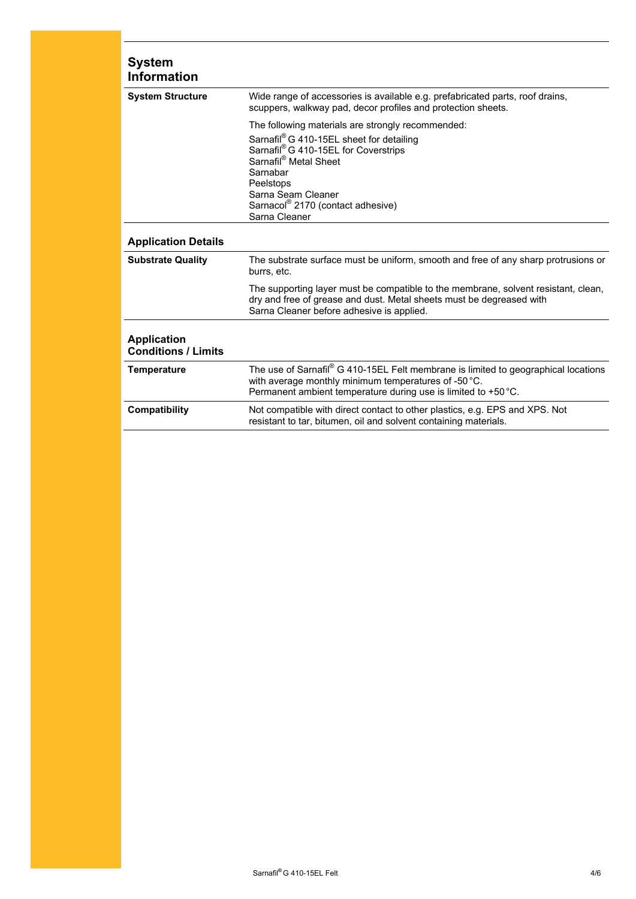## System Information

**System Structure**

Wide range of accessories is available e.g. prefabricated parts, roof drains, scuppers, walkway pad, decor profiles and protection sheets.

The following materials are strongly recommended:

Sarnafil® G 410-15EL sheet for detailing
Sarnafil® G 410-15EL for Coverstrips
Sarnafil® Metal Sheet
Sarnabar
Peelstops
Sarna Seam Cleaner
Sarnacol® 2170 (contact adhesive)
Sarna Cleaner

## Application Details

**Substrate Quality**

The substrate surface must be uniform, smooth and free of any sharp protrusions or burrs, etc.

The supporting layer must be compatible to the membrane, solvent resistant, clean, dry and free of grease and dust. Metal sheets must be degreased with Sarna Cleaner before adhesive is applied.

## Application Conditions / Limits

**Temperature**

The use of Sarnafil® G 410-15EL Felt membrane is limited to geographical locations with average monthly minimum temperatures of -50 °C.
Permanent ambient temperature during use is limited to +50 °C.

**Compatibility**

Not compatible with direct contact to other plastics, e.g. EPS and XPS. Not resistant to tar, bitumen, oil and solvent containing materials.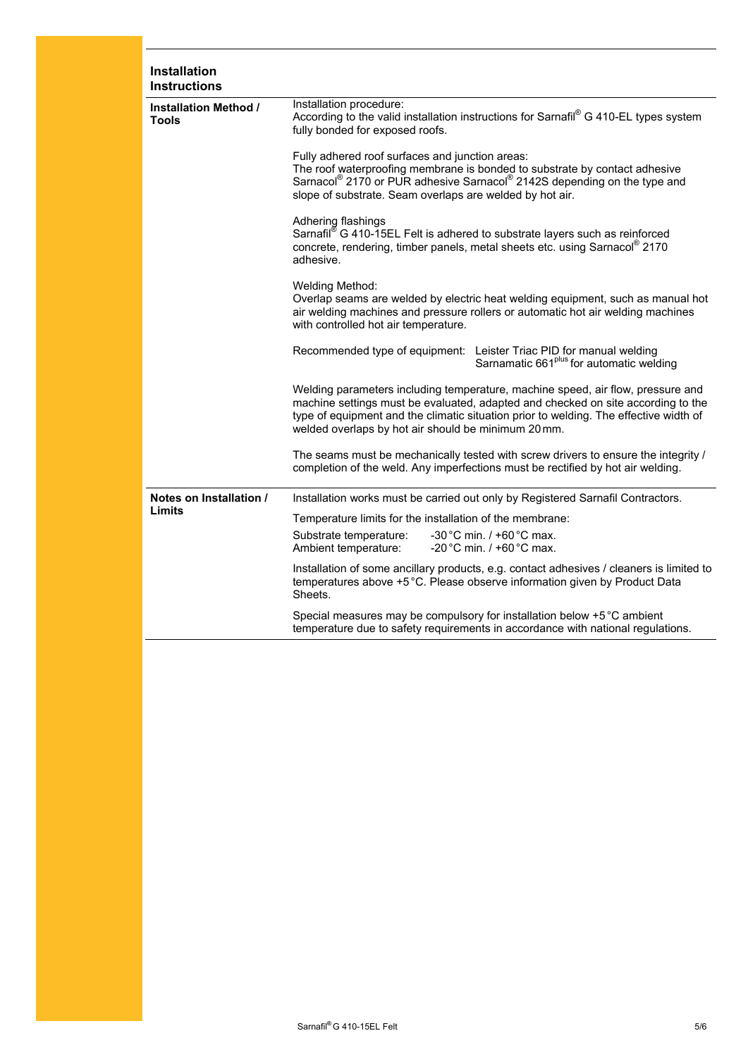## Installation Instructions

**Installation Method / Tools**

Installation procedure:
According to the valid installation instructions for Sarnafil® G 410-EL types system fully bonded for exposed roofs.

Fully adhered roof surfaces and junction areas:
The roof waterproofing membrane is bonded to substrate by contact adhesive Sarnacol® 2170 or PUR adhesive Sarnacol® 2142S depending on the type and slope of substrate. Seam overlaps are welded by hot air.

Adhering flashings
Sarnafil® G 410-15EL Felt is adhered to substrate layers such as reinforced concrete, rendering, timber panels, metal sheets etc. using Sarnacol® 2170 adhesive.

Welding Method:
Overlap seams are welded by electric heat welding equipment, such as manual hot air welding machines and pressure rollers or automatic hot air welding machines with controlled hot air temperature.

Recommended type of equipment: Leister Triac PID for manual welding
Sarnamatic 661plus for automatic welding

Welding parameters including temperature, machine speed, air flow, pressure and machine settings must be evaluated, adapted and checked on site according to the type of equipment and the climatic situation prior to welding. The effective width of welded overlaps by hot air should be minimum 20 mm.

The seams must be mechanically tested with screw drivers to ensure the integrity / completion of the weld. Any imperfections must be rectified by hot air welding.

**Notes on Installation / Limits**

Installation works must be carried out only by Registered Sarnafil Contractors.

Temperature limits for the installation of the membrane:

Substrate temperature: -30 °C min. / +60 °C max.
Ambient temperature: -20 °C min. / +60 °C max.

Installation of some ancillary products, e.g. contact adhesives / cleaners is limited to temperatures above +5 °C. Please observe information given by Product Data Sheets.

Special measures may be compulsory for installation below +5 °C ambient temperature due to safety requirements in accordance with national regulations.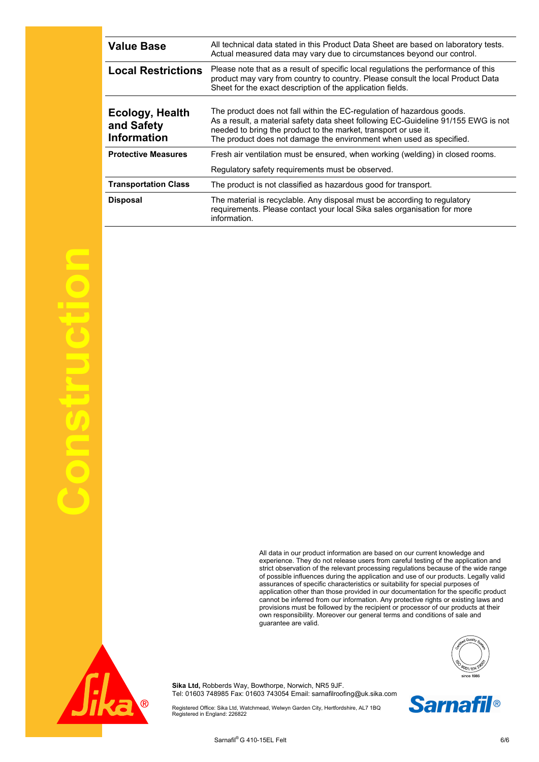| | |
|---|---|
| **Value Base** | All technical data stated in this Product Data Sheet are based on laboratory tests. Actual measured data may vary due to circumstances beyond our control. |
| **Local Restrictions** | Please note that as a result of specific local regulations the performance of this product may vary from country to country. Please consult the local Product Data Sheet for the exact description of the application fields. |
| **Ecology, Health and Safety Information** | The product does not fall within the EC-regulation of hazardous goods. As a result, a material safety data sheet following EC-Guideline 91/155 EWG is not needed to bring the product to the market, transport or use it. The product does not damage the environment when used as specified. |
| **Protective Measures** | Fresh air ventilation must be ensured, when working (welding) in closed rooms. Regulatory safety requirements must be observed. |
| **Transportation Class** | The product is not classified as hazardous good for transport. |
| **Disposal** | The material is recyclable. Any disposal must be according to regulatory requirements. Please contact your local Sika sales organisation for more information. |

Construction

All data in our product information are based on our current knowledge and experience. They do not release users from careful testing of the application and strict observation of the relevant processing regulations because of the wide range of possible influences during the application and use of our products. Legally valid assurances of specific characteristics or suitability for special purposes of application other than those provided in our documentation for the specific product cannot be inferred from our information. Any protective rights or existing laws and provisions must be followed by the recipient or processor of our products at their own responsibility. Moreover our general terms and conditions of sale and guarantee are valid.

Certified Quality System ISO 9001/EN 29001 since 1986

**Sika Ltd,** Robberds Way, Bowthorpe, Norwich, NR5 9JF.
Tel: 01603 748985 Fax: 01603 743054 Email: sarnafilroofing@uk.sika.com

Registered Office: Sika Ltd, Watchmead, Welwyn Garden City, Hertfordshire, AL7 1BQ
Registered in England: 226822

Sika® Sarnafil®